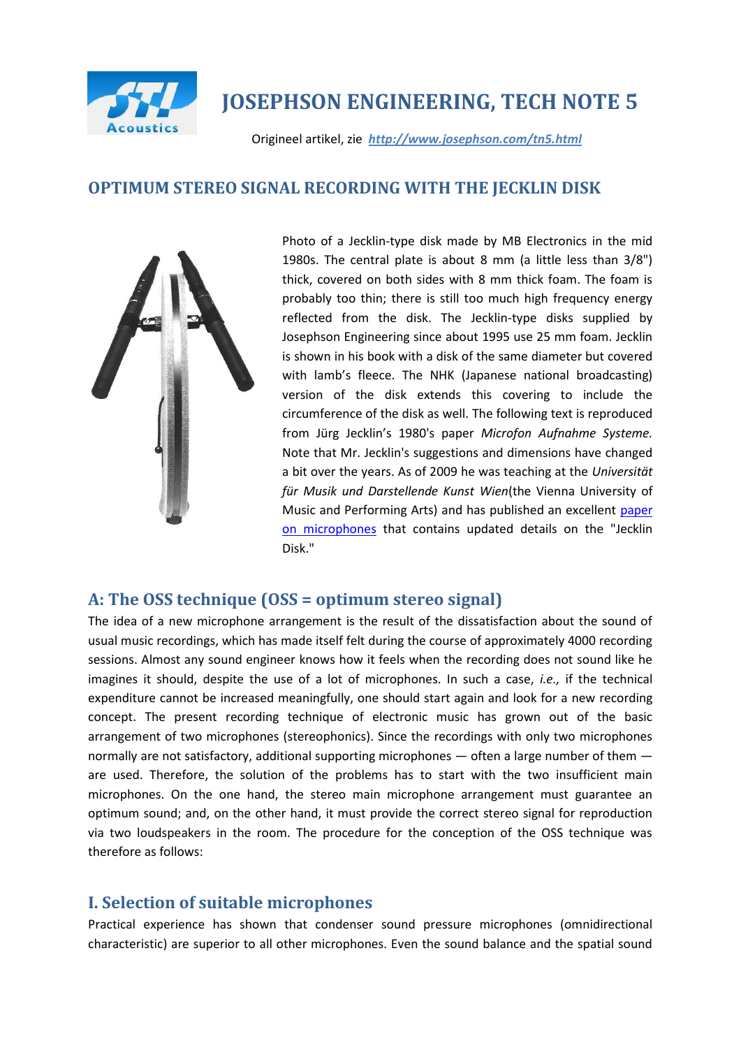# JOSEPHSON ENGINEERING, TECH NOTE 5

Origineel artikel, zie *http://www.josephson.com/tn5.html*

## OPTIMUM STEREO SIGNAL RECORDING WITH THE JECKLIN DISK

Photo of a Jecklin-type disk made by MB Electronics in the mid 1980s. The central plate is about 8 mm (a little less than 3/8") thick, covered on both sides with 8 mm thick foam. The foam is probably too thin; there is still too much high frequency energy reflected from the disk. The Jecklin-type disks supplied by Josephson Engineering since about 1995 use 25 mm foam. Jecklin is shown in his book with a disk of the same diameter but covered with lamb's fleece. The NHK (Japanese national broadcasting) version of the disk extends this covering to include the circumference of the disk as well. The following text is reproduced from Jürg Jecklin's 1980's paper *Microfon Aufnahme Systeme.* Note that Mr. Jecklin's suggestions and dimensions have changed a bit over the years. As of 2009 he was teaching at the *Universität für Musik und Darstellende Kunst Wien*(the Vienna University of Music and Performing Arts) and has published an excellent paper on microphones that contains updated details on the "Jecklin Disk."

## A: The OSS technique (OSS = optimum stereo signal)

The idea of a new microphone arrangement is the result of the dissatisfaction about the sound of usual music recordings, which has made itself felt during the course of approximately 4000 recording sessions. Almost any sound engineer knows how it feels when the recording does not sound like he imagines it should, despite the use of a lot of microphones. In such a case, *i.e.,* if the technical expenditure cannot be increased meaningfully, one should start again and look for a new recording concept. The present recording technique of electronic music has grown out of the basic arrangement of two microphones (stereophonics). Since the recordings with only two microphones normally are not satisfactory, additional supporting microphones — often a large number of them — are used. Therefore, the solution of the problems has to start with the two insufficient main microphones. On the one hand, the stereo main microphone arrangement must guarantee an optimum sound; and, on the other hand, it must provide the correct stereo signal for reproduction via two loudspeakers in the room. The procedure for the conception of the OSS technique was therefore as follows:

## I. Selection of suitable microphones

Practical experience has shown that condenser sound pressure microphones (omnidirectional characteristic) are superior to all other microphones. Even the sound balance and the spatial sound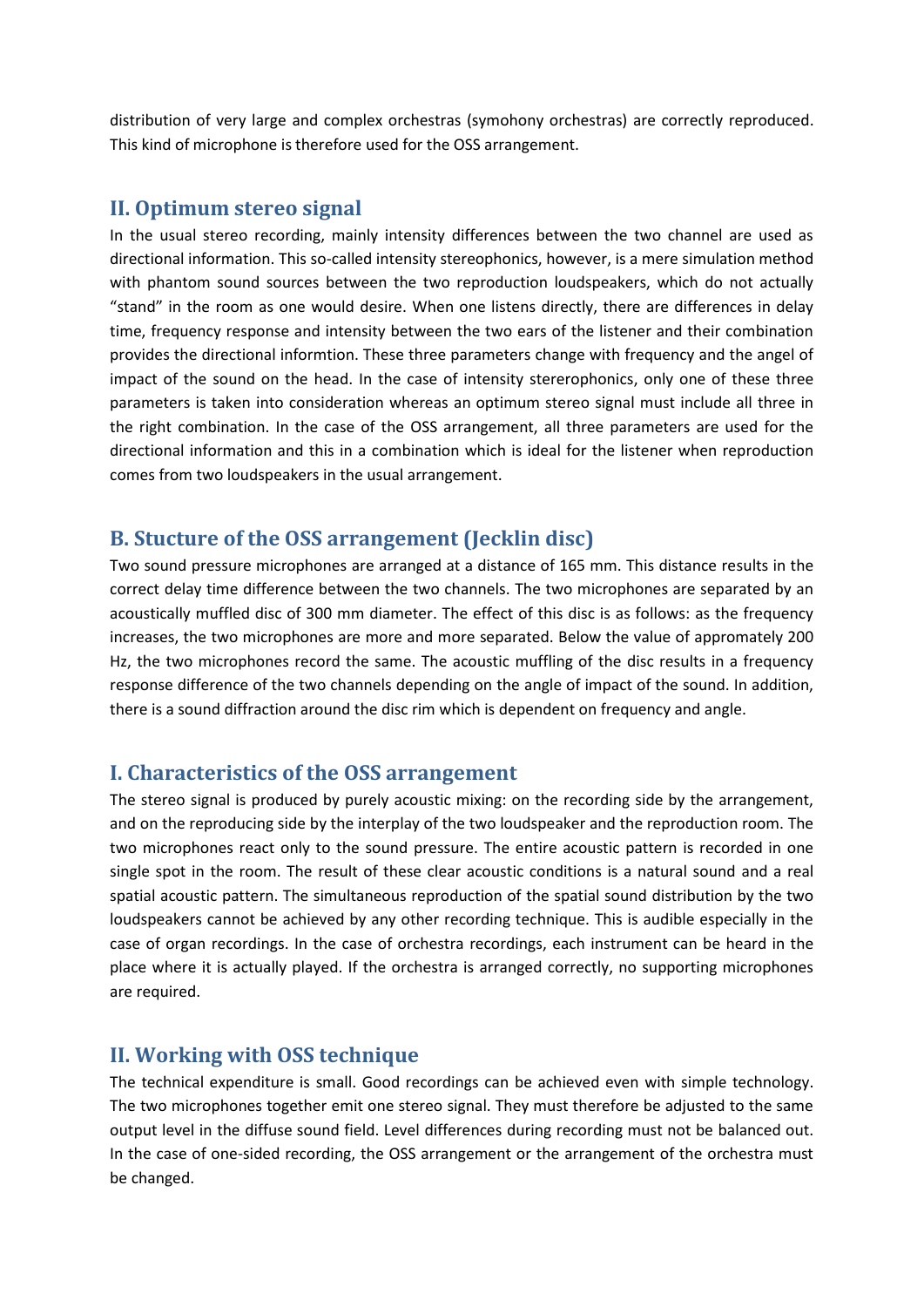distribution of very large and complex orchestras (symohony orchestras) are correctly reproduced. This kind of microphone is therefore used for the OSS arrangement.

## II. Optimum stereo signal

In the usual stereo recording, mainly intensity differences between the two channel are used as directional information. This so-called intensity stereophonics, however, is a mere simulation method with phantom sound sources between the two reproduction loudspeakers, which do not actually "stand" in the room as one would desire. When one listens directly, there are differences in delay time, frequency response and intensity between the two ears of the listener and their combination provides the directional informtion. These three parameters change with frequency and the angel of impact of the sound on the head. In the case of intensity stererophonics, only one of these three parameters is taken into consideration whereas an optimum stereo signal must include all three in the right combination. In the case of the OSS arrangement, all three parameters are used for the directional information and this in a combination which is ideal for the listener when reproduction comes from two loudspeakers in the usual arrangement.

## B. Stucture of the OSS arrangement (Jecklin disc)

Two sound pressure microphones are arranged at a distance of 165 mm. This distance results in the correct delay time difference between the two channels. The two microphones are separated by an acoustically muffled disc of 300 mm diameter. The effect of this disc is as follows: as the frequency increases, the two microphones are more and more separated. Below the value of appromately 200 Hz, the two microphones record the same. The acoustic muffling of the disc results in a frequency response difference of the two channels depending on the angle of impact of the sound. In addition, there is a sound diffraction around the disc rim which is dependent on frequency and angle.

## I. Characteristics of the OSS arrangement

The stereo signal is produced by purely acoustic mixing: on the recording side by the arrangement, and on the reproducing side by the interplay of the two loudspeaker and the reproduction room. The two microphones react only to the sound pressure. The entire acoustic pattern is recorded in one single spot in the room. The result of these clear acoustic conditions is a natural sound and a real spatial acoustic pattern. The simultaneous reproduction of the spatial sound distribution by the two loudspeakers cannot be achieved by any other recording technique. This is audible especially in the case of organ recordings. In the case of orchestra recordings, each instrument can be heard in the place where it is actually played. If the orchestra is arranged correctly, no supporting microphones are required.

## II. Working with OSS technique

The technical expenditure is small. Good recordings can be achieved even with simple technology. The two microphones together emit one stereo signal. They must therefore be adjusted to the same output level in the diffuse sound field. Level differences during recording must not be balanced out. In the case of one-sided recording, the OSS arrangement or the arrangement of the orchestra must be changed.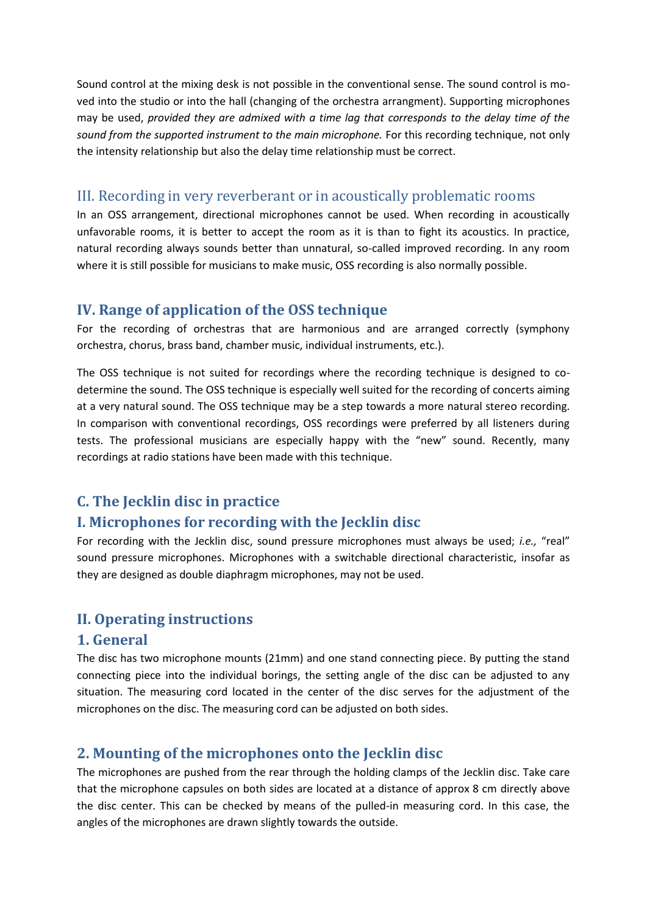Sound control at the mixing desk is not possible in the conventional sense. The sound control is moved into the studio or into the hall (changing of the orchestra arrangment). Supporting microphones may be used, *provided they are admixed with a time lag that corresponds to the delay time of the sound from the supported instrument to the main microphone.* For this recording technique, not only the intensity relationship but also the delay time relationship must be correct.

## III. Recording in very reverberant or in acoustically problematic rooms

In an OSS arrangement, directional microphones cannot be used. When recording in acoustically unfavorable rooms, it is better to accept the room as it is than to fight its acoustics. In practice, natural recording always sounds better than unnatural, so-called improved recording. In any room where it is still possible for musicians to make music, OSS recording is also normally possible.

## IV. Range of application of the OSS technique

For the recording of orchestras that are harmonious and are arranged correctly (symphony orchestra, chorus, brass band, chamber music, individual instruments, etc.).

The OSS technique is not suited for recordings where the recording technique is designed to co-determine the sound. The OSS technique is especially well suited for the recording of concerts aiming at a very natural sound. The OSS technique may be a step towards a more natural stereo recording. In comparison with conventional recordings, OSS recordings were preferred by all listeners during tests. The professional musicians are especially happy with the “new” sound. Recently, many recordings at radio stations have been made with this technique.

# C. The Jecklin disc in practice

## I. Microphones for recording with the Jecklin disc

For recording with the Jecklin disc, sound pressure microphones must always be used; *i.e.,* “real” sound pressure microphones. Microphones with a switchable directional characteristic, insofar as they are designed as double diaphragm microphones, may not be used.

## II. Operating instructions

### 1. General

The disc has two microphone mounts (21mm) and one stand connecting piece. By putting the stand connecting piece into the individual borings, the setting angle of the disc can be adjusted to any situation. The measuring cord located in the center of the disc serves for the adjustment of the microphones on the disc. The measuring cord can be adjusted on both sides.

### 2. Mounting of the microphones onto the Jecklin disc

The microphones are pushed from the rear through the holding clamps of the Jecklin disc. Take care that the microphone capsules on both sides are located at a distance of approx 8 cm directly above the disc center. This can be checked by means of the pulled-in measuring cord. In this case, the angles of the microphones are drawn slightly towards the outside.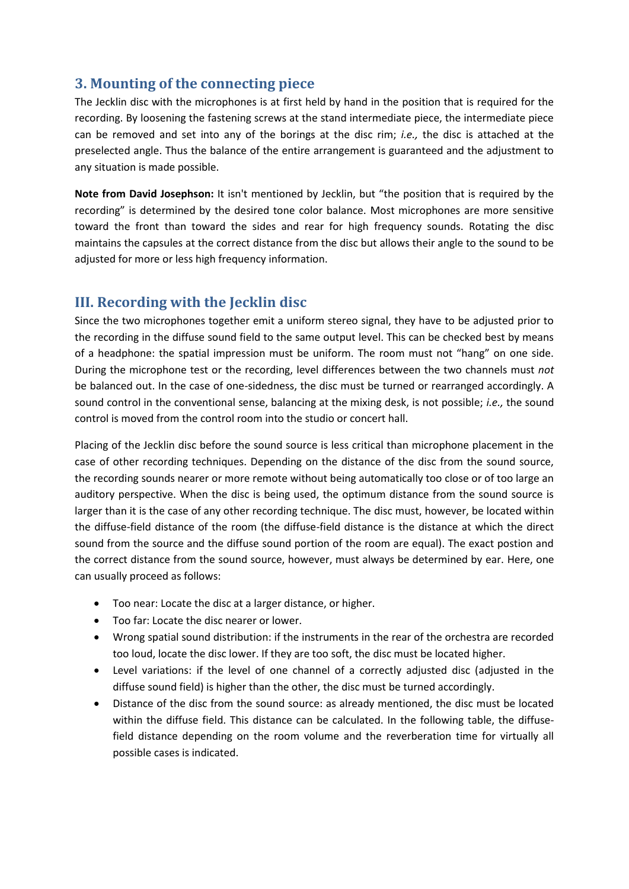## 3. Mounting of the connecting piece

The Jecklin disc with the microphones is at first held by hand in the position that is required for the recording. By loosening the fastening screws at the stand intermediate piece, the intermediate piece can be removed and set into any of the borings at the disc rim; *i.e.,* the disc is attached at the preselected angle. Thus the balance of the entire arrangement is guaranteed and the adjustment to any situation is made possible.

**Note from David Josephson:** It isn't mentioned by Jecklin, but “the position that is required by the recording” is determined by the desired tone color balance. Most microphones are more sensitive toward the front than toward the sides and rear for high frequency sounds. Rotating the disc maintains the capsules at the correct distance from the disc but allows their angle to the sound to be adjusted for more or less high frequency information.

## III. Recording with the Jecklin disc

Since the two microphones together emit a uniform stereo signal, they have to be adjusted prior to the recording in the diffuse sound field to the same output level. This can be checked best by means of a headphone: the spatial impression must be uniform. The room must not “hang” on one side. During the microphone test or the recording, level differences between the two channels must *not* be balanced out. In the case of one-sidedness, the disc must be turned or rearranged accordingly. A sound control in the conventional sense, balancing at the mixing desk, is not possible; *i.e.,* the sound control is moved from the control room into the studio or concert hall.

Placing of the Jecklin disc before the sound source is less critical than microphone placement in the case of other recording techniques. Depending on the distance of the disc from the sound source, the recording sounds nearer or more remote without being automatically too close or of too large an auditory perspective. When the disc is being used, the optimum distance from the sound source is larger than it is the case of any other recording technique. The disc must, however, be located within the diffuse-field distance of the room (the diffuse-field distance is the distance at which the direct sound from the source and the diffuse sound portion of the room are equal). The exact postion and the correct distance from the sound source, however, must always be determined by ear. Here, one can usually proceed as follows:

- Too near: Locate the disc at a larger distance, or higher.
- Too far: Locate the disc nearer or lower.
- Wrong spatial sound distribution: if the instruments in the rear of the orchestra are recorded too loud, locate the disc lower. If they are too soft, the disc must be located higher.
- Level variations: if the level of one channel of a correctly adjusted disc (adjusted in the diffuse sound field) is higher than the other, the disc must be turned accordingly.
- Distance of the disc from the sound source: as already mentioned, the disc must be located within the diffuse field. This distance can be calculated. In the following table, the diffuse-field distance depending on the room volume and the reverberation time for virtually all possible cases is indicated.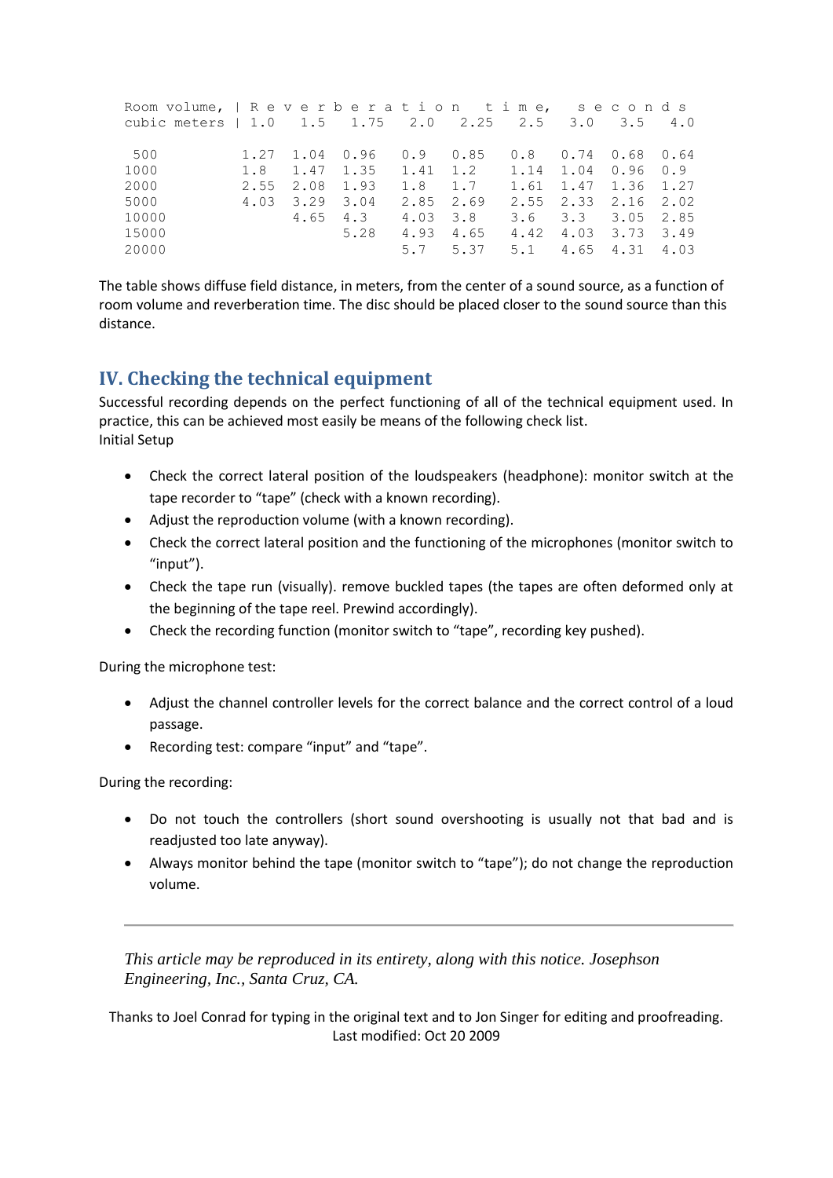| Room volume, cubic meters | Reverberation time, seconds 1.0 | 1.5 | 1.75 | 2.0 | 2.25 | 2.5 | 3.0 | 3.5 | 4.0 |
|---|---|---|---|---|---|---|---|---|---|
| 500 | 1.27 | 1.04 | 0.96 | 0.9 | 0.85 | 0.8 | 0.74 | 0.68 | 0.64 |
| 1000 | 1.8 | 1.47 | 1.35 | 1.41 | 1.2 | 1.14 | 1.04 | 0.96 | 0.9 |
| 2000 | 2.55 | 2.08 | 1.93 | 1.8 | 1.7 | 1.61 | 1.47 | 1.36 | 1.27 |
| 5000 | 4.03 | 3.29 | 3.04 | 2.85 | 2.69 | 2.55 | 2.33 | 2.16 | 2.02 |
| 10000 | | 4.65 | 4.3 | 4.03 | 3.8 | 3.6 | 3.3 | 3.05 | 2.85 |
| 15000 | | | 5.28 | 4.93 | 4.65 | 4.42 | 4.03 | 3.73 | 3.49 |
| 20000 | | | | 5.7 | 5.37 | 5.1 | 4.65 | 4.31 | 4.03 |

The table shows diffuse field distance, in meters, from the center of a sound source, as a function of room volume and reverberation time. The disc should be placed closer to the sound source than this distance.

## IV. Checking the technical equipment

Successful recording depends on the perfect functioning of all of the technical equipment used. In practice, this can be achieved most easily be means of the following check list.
Initial Setup

- Check the correct lateral position of the loudspeakers (headphone): monitor switch at the tape recorder to "tape" (check with a known recording).
- Adjust the reproduction volume (with a known recording).
- Check the correct lateral position and the functioning of the microphones (monitor switch to "input").
- Check the tape run (visually). remove buckled tapes (the tapes are often deformed only at the beginning of the tape reel. Prewind accordingly).
- Check the recording function (monitor switch to "tape", recording key pushed).

During the microphone test:

- Adjust the channel controller levels for the correct balance and the correct control of a loud passage.
- Recording test: compare "input" and "tape".

During the recording:

- Do not touch the controllers (short sound overshooting is usually not that bad and is readjusted too late anyway).
- Always monitor behind the tape (monitor switch to "tape"); do not change the reproduction volume.

---

*This article may be reproduced in its entirety, along with this notice. Josephson Engineering, Inc., Santa Cruz, CA.*

Thanks to Joel Conrad for typing in the original text and to Jon Singer for editing and proofreading.
Last modified: Oct 20 2009